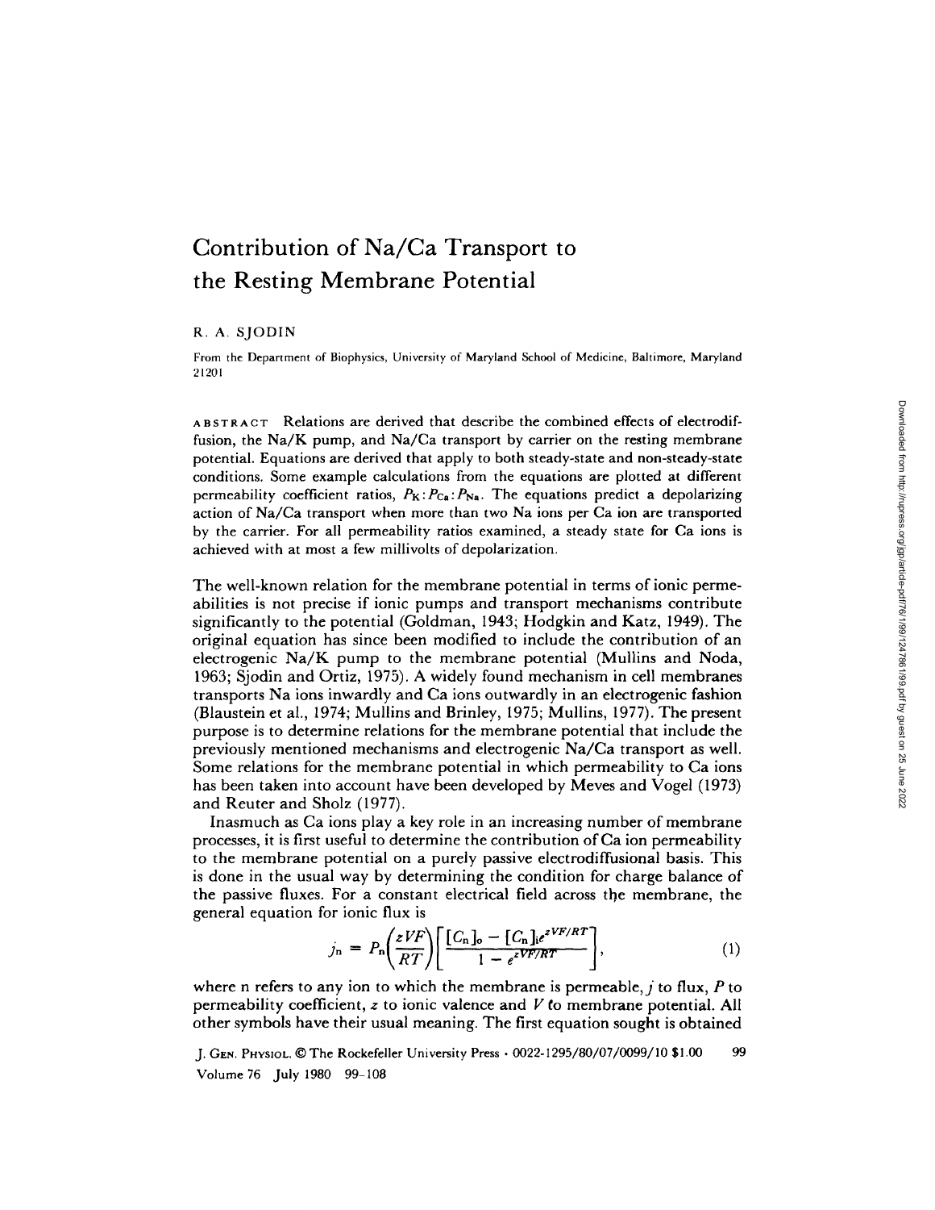# Contribution of Na/Ca Transport to the Resting Membrane Potential

R. A. SJODIN

From the Department of Biophysics, University of Maryland School of Medicine, Baltimore, Maryland 21201

ABSTRACT Relations are derived that describe the combined effects of electrodiffusion, the Na/K pump, and Na/Ca transport by carrier on the resting membrane potential. Equations are derived that apply to both steady-state and non-steady-state conditions. Some example calculations from the equations are plotted at different permeability coefficient ratios, $P_K:P_{Ca}:P_{Na}$. The equations predict a depolarizing action of Na/Ca transport when more than two Na ions per Ca ion are transported by the carrier. For all permeability ratios examined, a steady state for Ca ions is achieved with at most a few millivolts of depolarization.

The well-known relation for the membrane potential in terms of ionic permeabilities is not precise if ionic pumps and transport mechanisms contribute significantly to the potential (Goldman, 1943; Hodgkin and Katz, 1949). The original equation has since been modified to include the contribution of an electrogenic Na/K pump to the membrane potential (Mullins and Noda, 1963; Sjodin and Ortiz, 1975). A widely found mechanism in cell membranes transports Na ions inwardly and Ca ions outwardly in an electrogenic fashion (Blaustein et al., 1974; Mullins and Brinley, 1975; Mullins, 1977). The present purpose is to determine relations for the membrane potential that include the previously mentioned mechanisms and electrogenic Na/Ca transport as well. Some relations for the membrane potential in which permeability to Ca ions has been taken into account have been developed by Meves and Vogel (1973) and Reuter and Sholz (1977).

Inasmuch as Ca ions play a key role in an increasing number of membrane processes, it is first useful to determine the contribution of Ca ion permeability to the membrane potential on a purely passive electrodiffusional basis. This is done in the usual way by determining the condition for charge balance of the passive fluxes. For a constant electrical field across the membrane, the general equation for ionic flux is

$$j_n = P_n\left(\frac{zVF}{RT}\right)\left[\frac{[C_n]_o - [C_n]_i e^{zVF/RT}}{1 - e^{zVF/RT}}\right], \tag{1}$$

where n refers to any ion to which the membrane is permeable, $j$ to flux, $P$ to permeability coefficient, $z$ to ionic valence and $V$ to membrane potential. All other symbols have their usual meaning. The first equation sought is obtained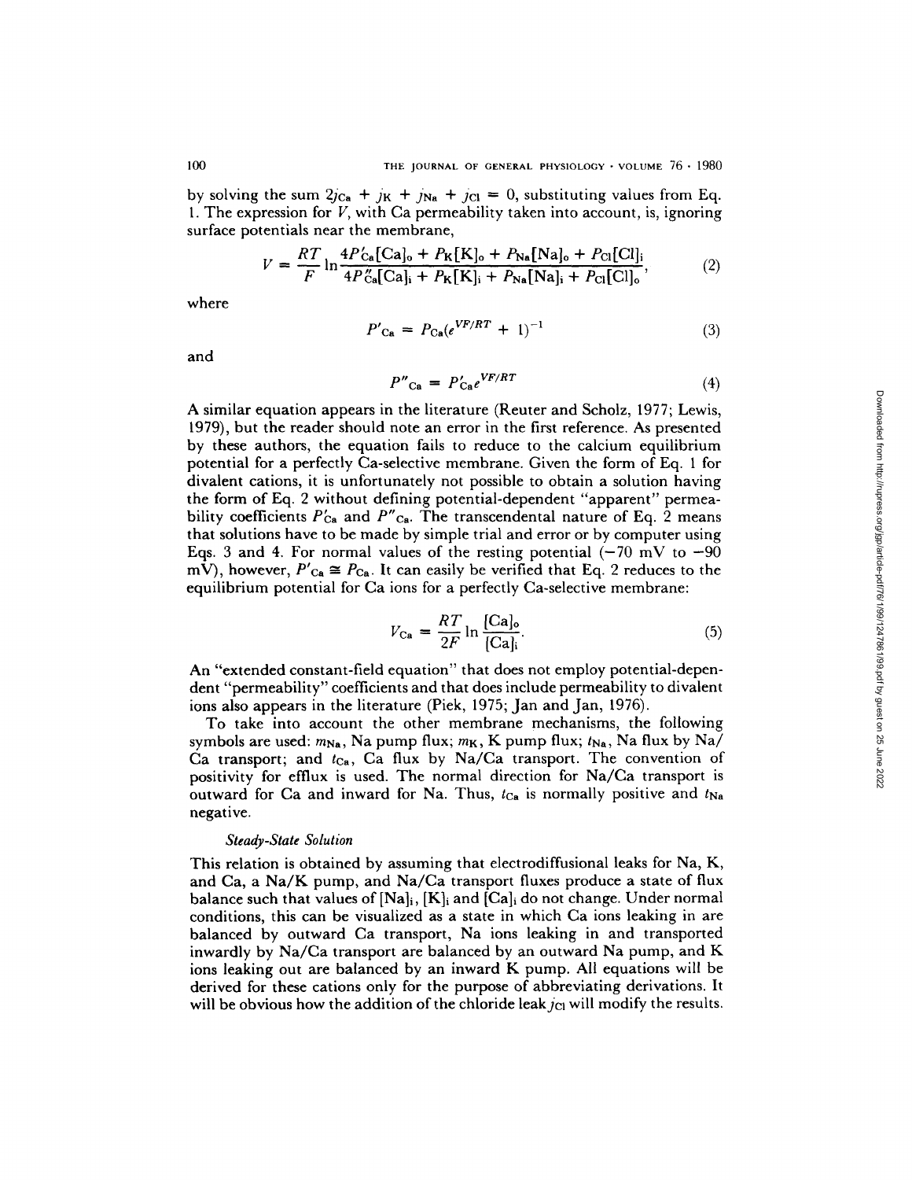by solving the sum $2j_{Ca} + j_K + j_{Na} + j_{Cl} = 0$, substituting values from Eq. 1. The expression for $V$, with Ca permeability taken into account, is, ignoring surface potentials near the membrane,

$$V = \frac{RT}{F} \ln \frac{4P'_{Ca}[Ca]_o + P_K[K]_o + P_{Na}[Na]_o + P_{Cl}[Cl]_i}{4P''_{Ca}[Ca]_i + P_K[K]_i + P_{Na}[Na]_i + P_{Cl}[Cl]_o}, \tag{2}$$

where

$$P'_{Ca} = P_{Ca}(e^{VF/RT} + 1)^{-1} \tag{3}$$

and

$$P''_{Ca} = P'_{Ca}e^{VF/RT} \tag{4}$$

A similar equation appears in the literature (Reuter and Scholz, 1977; Lewis, 1979), but the reader should note an error in the first reference. As presented by these authors, the equation fails to reduce to the calcium equilibrium potential for a perfectly Ca-selective membrane. Given the form of Eq. 1 for divalent cations, it is unfortunately not possible to obtain a solution having the form of Eq. 2 without defining potential-dependent "apparent" permeability coefficients $P'_{Ca}$ and $P''_{Ca}$. The transcendental nature of Eq. 2 means that solutions have to be made by simple trial and error or by computer using Eqs. 3 and 4. For normal values of the resting potential (−70 mV to −90 mV), however, $P'_{Ca} \cong P_{Ca}$. It can easily be verified that Eq. 2 reduces to the equilibrium potential for Ca ions for a perfectly Ca-selective membrane:

$$V_{Ca} = \frac{RT}{2F} \ln \frac{[Ca]_o}{[Ca]_i}. \tag{5}$$

An "extended constant-field equation" that does not employ potential-dependent "permeability" coefficients and that does include permeability to divalent ions also appears in the literature (Piek, 1975; Jan and Jan, 1976).

To take into account the other membrane mechanisms, the following symbols are used: $m_{Na}$, Na pump flux; $m_K$, K pump flux; $t_{Na}$, Na flux by Na/Ca transport; and $t_{Ca}$, Ca flux by Na/Ca transport. The convention of positivity for efflux is used. The normal direction for Na/Ca transport is outward for Ca and inward for Na. Thus, $t_{Ca}$ is normally positive and $t_{Na}$ negative.

### *Steady-State Solution*

This relation is obtained by assuming that electrodiffusional leaks for Na, K, and Ca, a Na/K pump, and Na/Ca transport fluxes produce a state of flux balance such that values of $[Na]_i$, $[K]_i$ and $[Ca]_i$ do not change. Under normal conditions, this can be visualized as a state in which Ca ions leaking in are balanced by outward Ca transport, Na ions leaking in and transported inwardly by Na/Ca transport are balanced by an outward Na pump, and K ions leaking out are balanced by an inward K pump. All equations will be derived for these cations only for the purpose of abbreviating derivations. It will be obvious how the addition of the chloride leak $j_{Cl}$ will modify the results.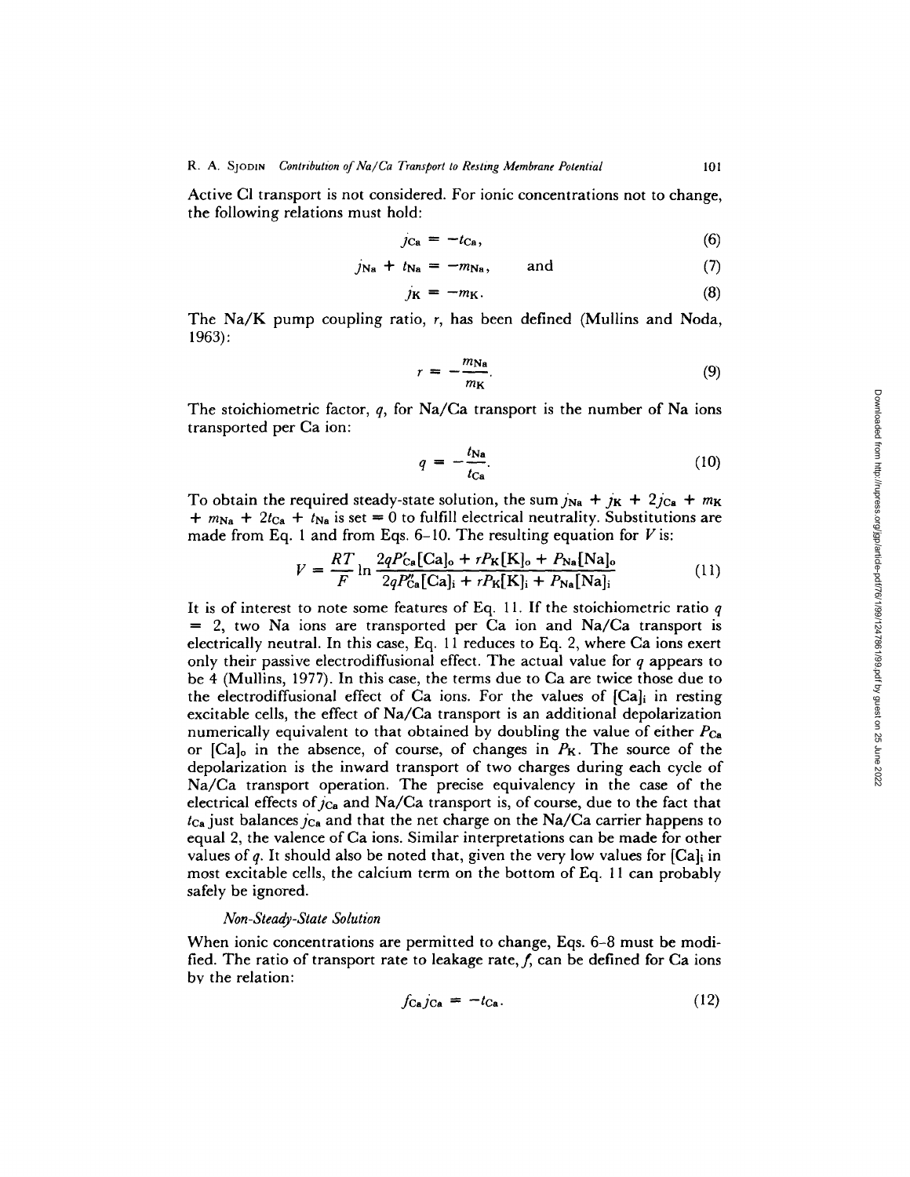Active Cl transport is not considered. For ionic concentrations not to change, the following relations must hold:

$$j_{Ca} = -t_{Ca}, \tag{6}$$

$$j_{Na} + t_{Na} = -m_{Na}, \quad \text{and} \tag{7}$$

$$j_K = -m_K. \tag{8}$$

The Na/K pump coupling ratio, $r$, has been defined (Mullins and Noda, 1963):

$$r = -\frac{m_{Na}}{m_K}. \tag{9}$$

The stoichiometric factor, $q$, for Na/Ca transport is the number of Na ions transported per Ca ion:

$$q = -\frac{t_{Na}}{t_{Ca}}. \tag{10}$$

To obtain the required steady-state solution, the sum $j_{Na} + j_K + 2j_{Ca} + m_K + m_{Na} + 2t_{Ca} + t_{Na}$ is set $= 0$ to fulfill electrical neutrality. Substitutions are made from Eq. 1 and from Eqs. 6–10. The resulting equation for $V$ is:

$$V = \frac{RT}{F} \ln \frac{2qP'_{Ca}[\mathrm{Ca}]_o + rP_K[\mathrm{K}]_o + P_{Na}[\mathrm{Na}]_o}{2qP''_{Ca}[\mathrm{Ca}]_i + rP_K[\mathrm{K}]_i + P_{Na}[\mathrm{Na}]_i} \tag{11}$$

It is of interest to note some features of Eq. 11. If the stoichiometric ratio $q = 2$, two Na ions are transported per Ca ion and Na/Ca transport is electrically neutral. In this case, Eq. 11 reduces to Eq. 2, where Ca ions exert only their passive electrodiffusional effect. The actual value for $q$ appears to be 4 (Mullins, 1977). In this case, the terms due to Ca are twice those due to the electrodiffusional effect of Ca ions. For the values of $[\mathrm{Ca}]_i$ in resting excitable cells, the effect of Na/Ca transport is an additional depolarization numerically equivalent to that obtained by doubling the value of either $P_{Ca}$ or $[\mathrm{Ca}]_o$ in the absence, of course, of changes in $P_K$. The source of the depolarization is the inward transport of two charges during each cycle of Na/Ca transport operation. The precise equivalency in the case of the electrical effects of $j_{Ca}$ and Na/Ca transport is, of course, due to the fact that $t_{Ca}$ just balances $j_{Ca}$ and that the net charge on the Na/Ca carrier happens to equal 2, the valence of Ca ions. Similar interpretations can be made for other values of $q$. It should also be noted that, given the very low values for $[\mathrm{Ca}]_i$ in most excitable cells, the calcium term on the bottom of Eq. 11 can probably safely be ignored.

### *Non-Steady-State Solution*

When ionic concentrations are permitted to change, Eqs. 6–8 must be modified. The ratio of transport rate to leakage rate, $f$, can be defined for Ca ions by the relation:

$$f_{Ca} j_{Ca} = -t_{Ca}. \tag{12}$$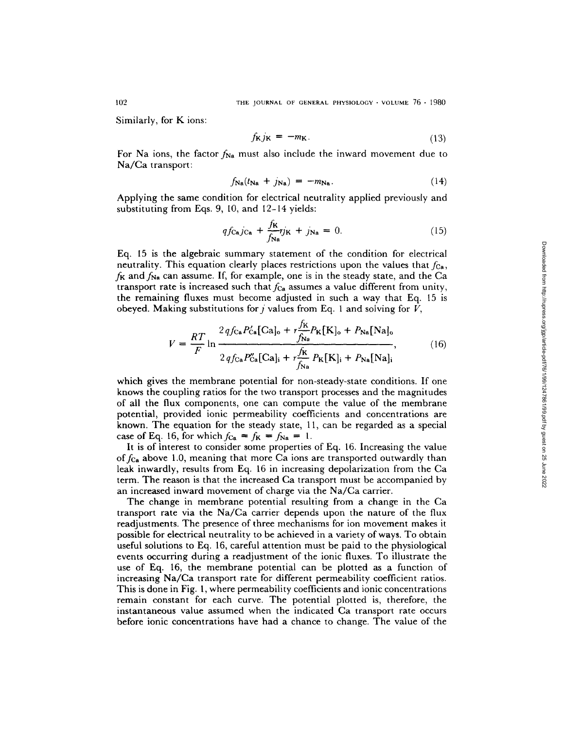Similarly, for K ions:

$$f_K j_K = -m_K. \tag{13}$$

For Na ions, the factor $f_{Na}$ must also include the inward movement due to Na/Ca transport:

$$f_{Na}(t_{Na} + j_{Na}) = -m_{Na}. \tag{14}$$

Applying the same condition for electrical neutrality applied previously and substituting from Eqs. 9, 10, and 12–14 yields:

$$q f_{Ca} j_{Ca} + \frac{f_K}{f_{Na}} r j_K + j_{Na} = 0. \tag{15}$$

Eq. 15 is the algebraic summary statement of the condition for electrical neutrality. This equation clearly places restrictions upon the values that $f_{Ca}$, $f_K$ and $f_{Na}$ can assume. If, for example, one is in the steady state, and the Ca transport rate is increased such that $f_{Ca}$ assumes a value different from unity, the remaining fluxes must become adjusted in such a way that Eq. 15 is obeyed. Making substitutions for $j$ values from Eq. 1 and solving for $V$,

$$V = \frac{RT}{F} \ln \frac{2 q f_{Ca} P'_{Ca}[\mathrm{Ca}]_o + r \dfrac{f_K}{f_{Na}} P_K[\mathrm{K}]_o + P_{Na}[\mathrm{Na}]_o}{2 q f_{Ca} P''_{Ca}[\mathrm{Ca}]_i + r \dfrac{f_K}{f_{Na}} P_K[\mathrm{K}]_i + P_{Na}[\mathrm{Na}]_i}, \tag{16}$$

which gives the membrane potential for non-steady-state conditions. If one knows the coupling ratios for the two transport processes and the magnitudes of all the flux components, one can compute the value of the membrane potential, provided ionic permeability coefficients and concentrations are known. The equation for the steady state, 11, can be regarded as a special case of Eq. 16, for which $f_{Ca} = f_K = f_{Na} = 1$.

It is of interest to consider some properties of Eq. 16. Increasing the value of $f_{Ca}$ above 1.0, meaning that more Ca ions are transported outwardly than leak inwardly, results from Eq. 16 in increasing depolarization from the Ca term. The reason is that the increased Ca transport must be accompanied by an increased inward movement of charge via the Na/Ca carrier.

The change in membrane potential resulting from a change in the Ca transport rate via the Na/Ca carrier depends upon the nature of the flux readjustments. The presence of three mechanisms for ion movement makes it possible for electrical neutrality to be achieved in a variety of ways. To obtain useful solutions to Eq. 16, careful attention must be paid to the physiological events occurring during a readjustment of the ionic fluxes. To illustrate the use of Eq. 16, the membrane potential can be plotted as a function of increasing Na/Ca transport rate for different permeability coefficient ratios. This is done in Fig. 1, where permeability coefficients and ionic concentrations remain constant for each curve. The potential plotted is, therefore, the instantaneous value assumed when the indicated Ca transport rate occurs before ionic concentrations have had a chance to change. The value of the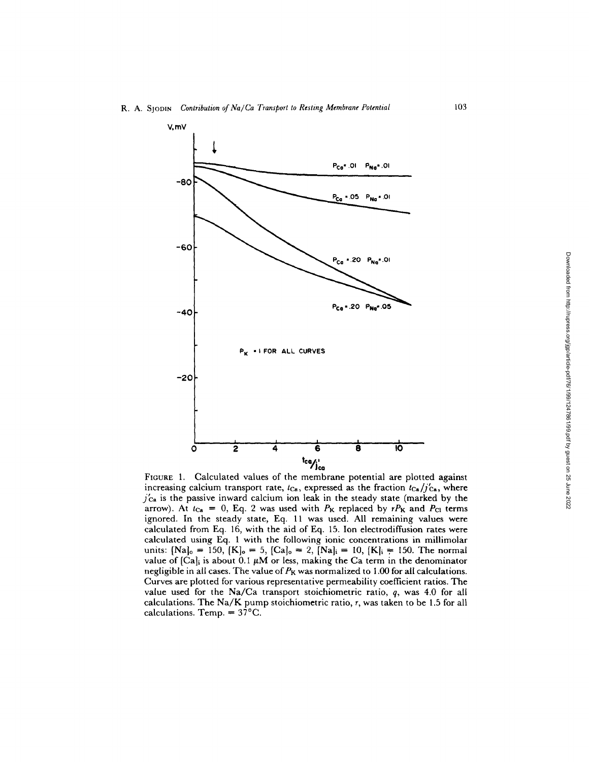FIGURE 1. Calculated values of the membrane potential are plotted against increasing calcium transport rate, $t_{Ca}$, expressed as the fraction $t_{Ca}/j'_{Ca}$, where $j'_{Ca}$ is the passive inward calcium ion leak in the steady state (marked by the arrow). At $t_{Ca} = 0$, Eq. 2 was used with $P_K$ replaced by $rP_K$ and $P_{Cl}$ terms ignored. In the steady state, Eq. 11 was used. All remaining values were calculated from Eq. 16, with the aid of Eq. 15. Ion electrodiffusion rates were calculated using Eq. 1 with the following ionic concentrations in millimolar units: $[Na]_o = 150$, $[K]_o = 5$, $[Ca]_o = 2$, $[Na]_i = 10$, $[K]_i = 150$. The normal value of $[Ca]_i$ is about 0.1 μM or less, making the Ca term in the denominator negligible in all cases. The value of $P_K$ was normalized to 1.00 for all calculations. Curves are plotted for various representative permeability coefficient ratios. The value used for the Na/Ca transport stoichiometric ratio, $q$, was 4.0 for all calculations. The Na/K pump stoichiometric ratio, $r$, was taken to be 1.5 for all calculations. Temp. = 37°C.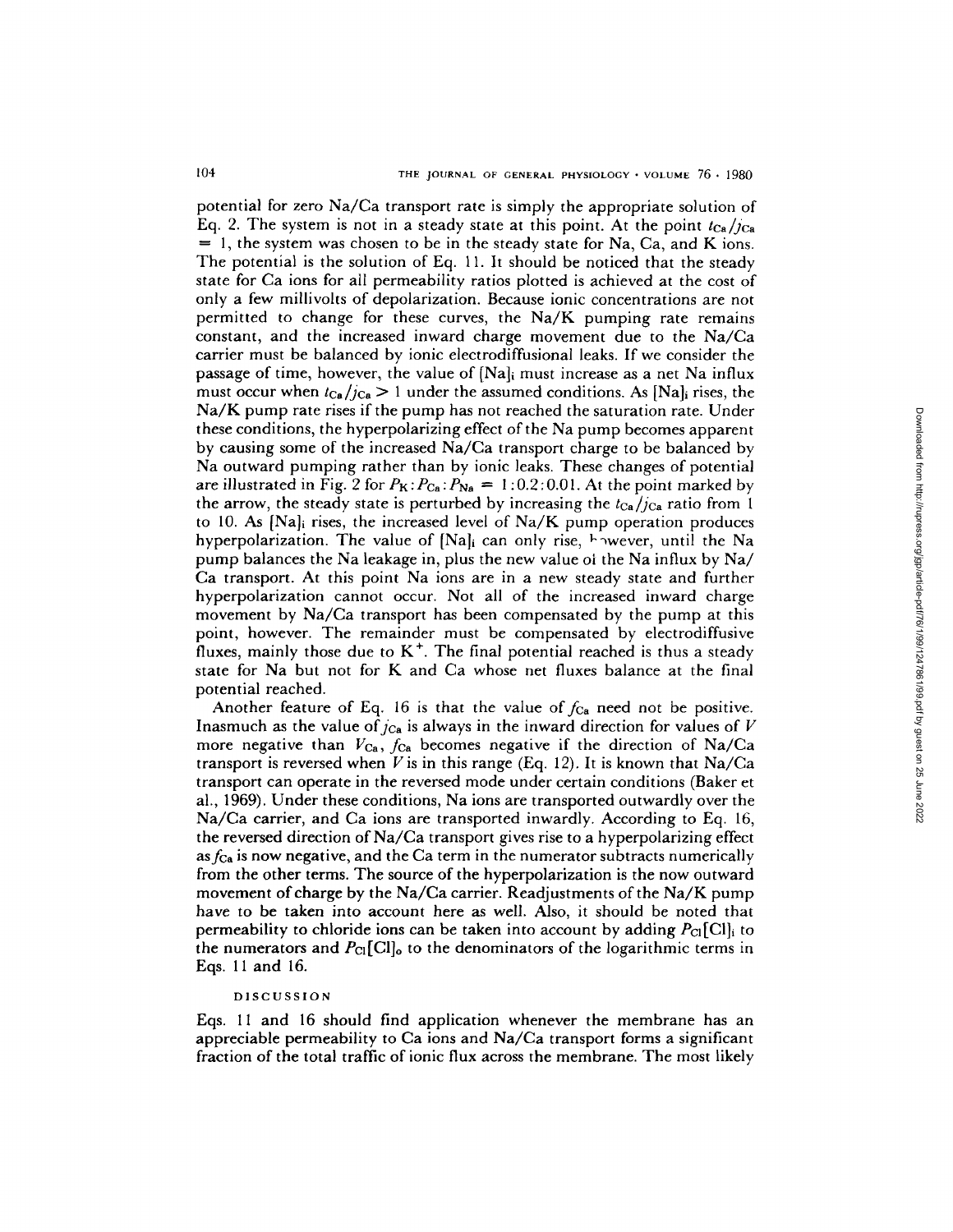potential for zero Na/Ca transport rate is simply the appropriate solution of Eq. 2. The system is not in a steady state at this point. At the point $t_{Ca}/j_{Ca} = 1$, the system was chosen to be in the steady state for Na, Ca, and K ions. The potential is the solution of Eq. 11. It should be noticed that the steady state for Ca ions for all permeability ratios plotted is achieved at the cost of only a few millivolts of depolarization. Because ionic concentrations are not permitted to change for these curves, the Na/K pumping rate remains constant, and the increased inward charge movement due to the Na/Ca carrier must be balanced by ionic electrodiffusional leaks. If we consider the passage of time, however, the value of $[Na]_i$ must increase as a net Na influx must occur when $t_{Ca}/j_{Ca} > 1$ under the assumed conditions. As $[Na]_i$ rises, the Na/K pump rate rises if the pump has not reached the saturation rate. Under these conditions, the hyperpolarizing effect of the Na pump becomes apparent by causing some of the increased Na/Ca transport charge to be balanced by Na outward pumping rather than by ionic leaks. These changes of potential are illustrated in Fig. 2 for $P_K:P_{Ca}:P_{Na} = 1:0.2:0.01$. At the point marked by the arrow, the steady state is perturbed by increasing the $t_{Ca}/j_{Ca}$ ratio from 1 to 10. As $[Na]_i$ rises, the increased level of Na/K pump operation produces hyperpolarization. The value of $[Na]_i$ can only rise, however, until the Na pump balances the Na leakage in, plus the new value of the Na influx by Na/Ca transport. At this point Na ions are in a new steady state and further hyperpolarization cannot occur. Not all of the increased inward charge movement by Na/Ca transport has been compensated by the pump at this point, however. The remainder must be compensated by electrodiffusive fluxes, mainly those due to $K^+$. The final potential reached is thus a steady state for Na but not for K and Ca whose net fluxes balance at the final potential reached.

Another feature of Eq. 16 is that the value of $f_{Ca}$ need not be positive. Inasmuch as the value of $j_{Ca}$ is always in the inward direction for values of $V$ more negative than $V_{Ca}$, $f_{Ca}$ becomes negative if the direction of Na/Ca transport is reversed when $V$ is in this range (Eq. 12). It is known that Na/Ca transport can operate in the reversed mode under certain conditions (Baker et al., 1969). Under these conditions, Na ions are transported outwardly over the Na/Ca carrier, and Ca ions are transported inwardly. According to Eq. 16, the reversed direction of Na/Ca transport gives rise to a hyperpolarizing effect as $f_{Ca}$ is now negative, and the Ca term in the numerator subtracts numerically from the other terms. The source of the hyperpolarization is the now outward movement of charge by the Na/Ca carrier. Readjustments of the Na/K pump have to be taken into account here as well. Also, it should be noted that permeability to chloride ions can be taken into account by adding $P_{Cl}[Cl]_i$ to the numerators and $P_{Cl}[Cl]_o$ to the denominators of the logarithmic terms in Eqs. 11 and 16.

## DISCUSSION

Eqs. 11 and 16 should find application whenever the membrane has an appreciable permeability to Ca ions and Na/Ca transport forms a significant fraction of the total traffic of ionic flux across the membrane. The most likely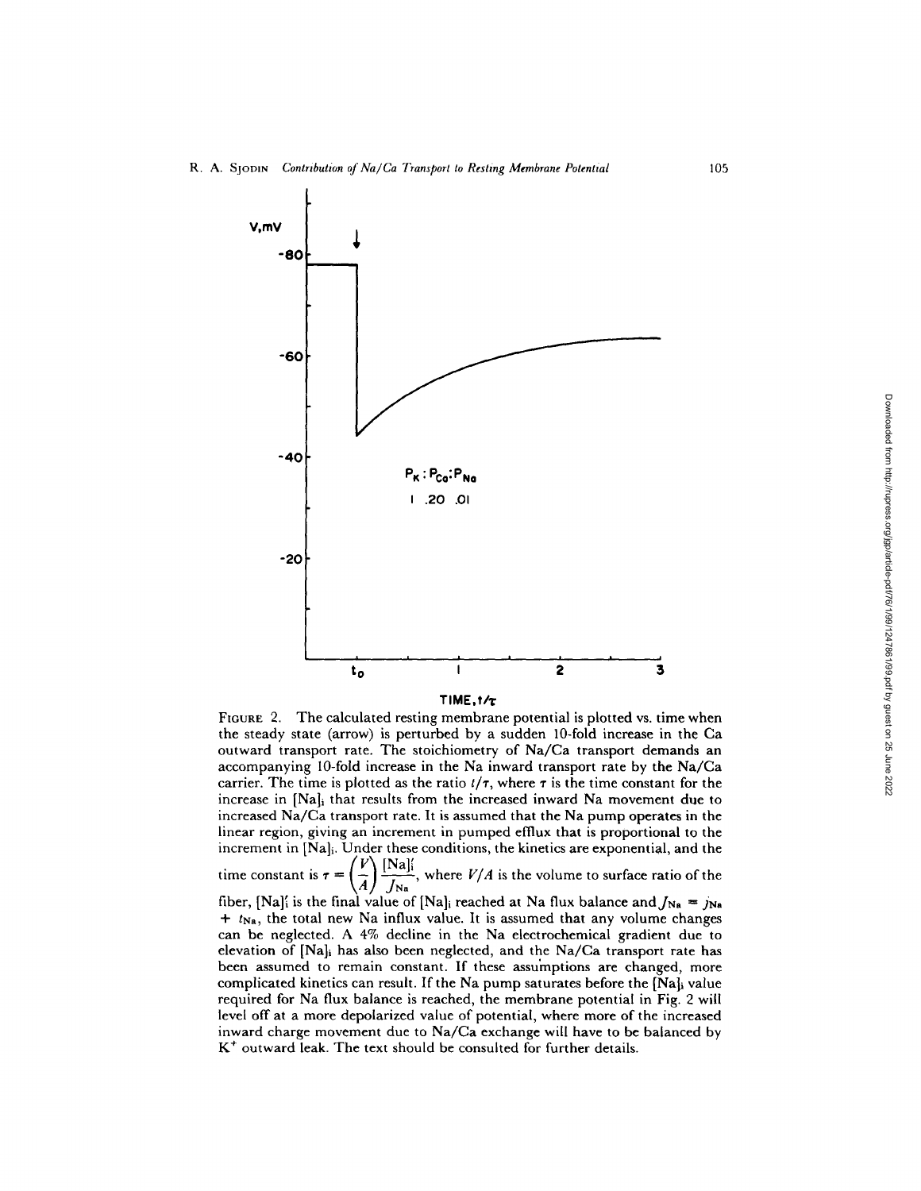FIGURE 2. The calculated resting membrane potential is plotted vs. time when the steady state (arrow) is perturbed by a sudden 10-fold increase in the Ca outward transport rate. The stoichiometry of Na/Ca transport demands an accompanying 10-fold increase in the Na inward transport rate by the Na/Ca carrier. The time is plotted as the ratio $t/\tau$, where $\tau$ is the time constant for the increase in $[\mathrm{Na}]_i$ that results from the increased inward Na movement due to increased Na/Ca transport rate. It is assumed that the Na pump operates in the linear region, giving an increment in pumped efflux that is proportional to the increment in $[\mathrm{Na}]_i$. Under these conditions, the kinetics are exponential, and the time constant is $\tau = \left(\frac{V}{A}\right) \frac{[\mathrm{Na}]_i^f}{J_{\mathrm{Na}}}$, where $V/A$ is the volume to surface ratio of the fiber, $[\mathrm{Na}]_i^f$ is the final value of $[\mathrm{Na}]_i$ reached at Na flux balance and $J_{\mathrm{Na}} = j_{\mathrm{Na}} + t_{\mathrm{Na}}$, the total new Na influx value. It is assumed that any volume changes can be neglected. A 4% decline in the Na electrochemical gradient due to elevation of $[\mathrm{Na}]_i$ has also been neglected, and the Na/Ca transport rate has been assumed to remain constant. If these assumptions are changed, more complicated kinetics can result. If the Na pump saturates before the $[\mathrm{Na}]_i$ value required for Na flux balance is reached, the membrane potential in Fig. 2 will level off at a more depolarized value of potential, where more of the increased inward charge movement due to Na/Ca exchange will have to be balanced by $K^+$ outward leak. The text should be consulted for further details.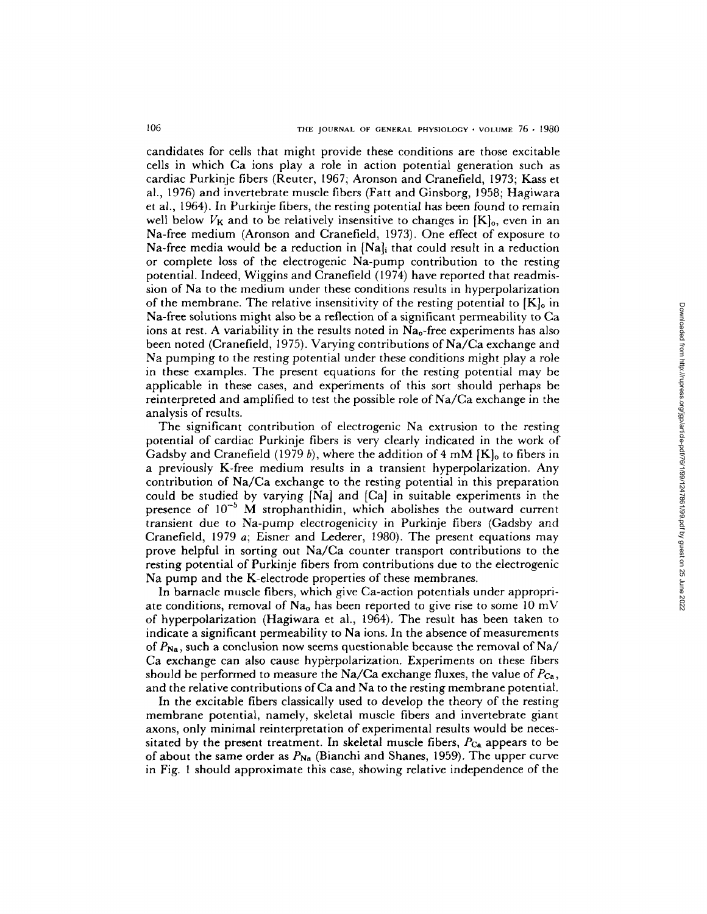candidates for cells that might provide these conditions are those excitable cells in which Ca ions play a role in action potential generation such as cardiac Purkinje fibers (Reuter, 1967; Aronson and Cranefield, 1973; Kass et al., 1976) and invertebrate muscle fibers (Fatt and Ginsborg, 1958; Hagiwara et al., 1964). In Purkinje fibers, the resting potential has been found to remain well below $V_K$ and to be relatively insensitive to changes in $[K]_o$, even in an Na-free medium (Aronson and Cranefield, 1973). One effect of exposure to Na-free media would be a reduction in $[Na]_i$ that could result in a reduction or complete loss of the electrogenic Na-pump contribution to the resting potential. Indeed, Wiggins and Cranefield (1974) have reported that readmission of Na to the medium under these conditions results in hyperpolarization of the membrane. The relative insensitivity of the resting potential to $[K]_o$ in Na-free solutions might also be a reflection of a significant permeability to Ca ions at rest. A variability in the results noted in $Na_o$-free experiments has also been noted (Cranefield, 1975). Varying contributions of Na/Ca exchange and Na pumping to the resting potential under these conditions might play a role in these examples. The present equations for the resting potential may be applicable in these cases, and experiments of this sort should perhaps be reinterpreted and amplified to test the possible role of Na/Ca exchange in the analysis of results.

The significant contribution of electrogenic Na extrusion to the resting potential of cardiac Purkinje fibers is very clearly indicated in the work of Gadsby and Cranefield (1979 *b*), where the addition of 4 mM $[K]_o$ to fibers in a previously K-free medium results in a transient hyperpolarization. Any contribution of Na/Ca exchange to the resting potential in this preparation could be studied by varying [Na] and [Ca] in suitable experiments in the presence of $10^{-5}$ M strophanthidin, which abolishes the outward current transient due to Na-pump electrogenicity in Purkinje fibers (Gadsby and Cranefield, 1979 *a*; Eisner and Lederer, 1980). The present equations may prove helpful in sorting out Na/Ca counter transport contributions to the resting potential of Purkinje fibers from contributions due to the electrogenic Na pump and the K-electrode properties of these membranes.

In barnacle muscle fibers, which give Ca-action potentials under appropriate conditions, removal of $Na_o$ has been reported to give rise to some 10 mV of hyperpolarization (Hagiwara et al., 1964). The result has been taken to indicate a significant permeability to Na ions. In the absence of measurements of $P_{Na}$, such a conclusion now seems questionable because the removal of Na/Ca exchange can also cause hyperpolarization. Experiments on these fibers should be performed to measure the Na/Ca exchange fluxes, the value of $P_{Ca}$, and the relative contributions of Ca and Na to the resting membrane potential.

In the excitable fibers classically used to develop the theory of the resting membrane potential, namely, skeletal muscle fibers and invertebrate giant axons, only minimal reinterpretation of experimental results would be necessitated by the present treatment. In skeletal muscle fibers, $P_{Ca}$ appears to be of about the same order as $P_{Na}$ (Bianchi and Shanes, 1959). The upper curve in Fig. 1 should approximate this case, showing relative independence of the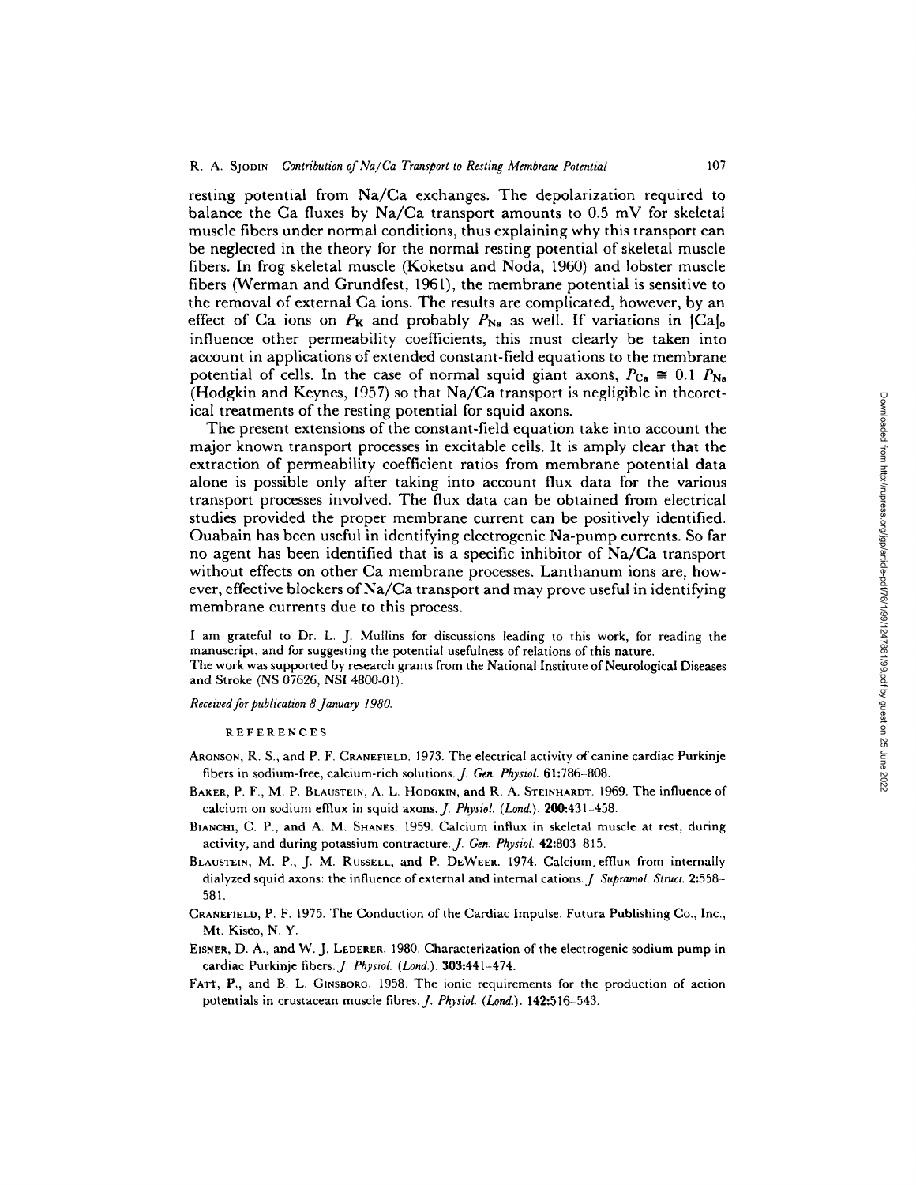resting potential from Na/Ca exchanges. The depolarization required to balance the Ca fluxes by Na/Ca transport amounts to 0.5 mV for skeletal muscle fibers under normal conditions, thus explaining why this transport can be neglected in the theory for the normal resting potential of skeletal muscle fibers. In frog skeletal muscle (Koketsu and Noda, 1960) and lobster muscle fibers (Werman and Grundfest, 1961), the membrane potential is sensitive to the removal of external Ca ions. The results are complicated, however, by an effect of Ca ions on $P_K$ and probably $P_{Na}$ as well. If variations in $[Ca]_o$ influence other permeability coefficients, this must clearly be taken into account in applications of extended constant-field equations to the membrane potential of cells. In the case of normal squid giant axons, $P_{Ca} \cong 0.1\ P_{Na}$ (Hodgkin and Keynes, 1957) so that Na/Ca transport is negligible in theoretical treatments of the resting potential for squid axons.

The present extensions of the constant-field equation take into account the major known transport processes in excitable cells. It is amply clear that the extraction of permeability coefficient ratios from membrane potential data alone is possible only after taking into account flux data for the various transport processes involved. The flux data can be obtained from electrical studies provided the proper membrane current can be positively identified. Ouabain has been useful in identifying electrogenic Na-pump currents. So far no agent has been identified that is a specific inhibitor of Na/Ca transport without effects on other Ca membrane processes. Lanthanum ions are, however, effective blockers of Na/Ca transport and may prove useful in identifying membrane currents due to this process.

I am grateful to Dr. L. J. Mullins for discussions leading to this work, for reading the manuscript, and for suggesting the potential usefulness of relations of this nature.
The work was supported by research grants from the National Institute of Neurological Diseases and Stroke (NS 07626, NSI 4800-01).

*Received for publication 8 January 1980.*

## REFERENCES

Aronson, R. S., and P. F. Cranefield. 1973. The electrical activity of canine cardiac Purkinje fibers in sodium-free, calcium-rich solutions. *J. Gen. Physiol.* **61**:786–808.

Baker, P. F., M. P. Blaustein, A. L. Hodgkin, and R. A. Steinhardt. 1969. The influence of calcium on sodium efflux in squid axons. *J. Physiol. (Lond.).* **200**:431–458.

Bianchi, C. P., and A. M. Shanes. 1959. Calcium influx in skeletal muscle at rest, during activity, and during potassium contracture. *J. Gen. Physiol.* **42**:803–815.

Blaustein, M. P., J. M. Russell, and P. DeWeer. 1974. Calcium efflux from internally dialyzed squid axons: the influence of external and internal cations. *J. Supramol. Struct.* **2**:558–581.

Cranefield, P. F. 1975. The Conduction of the Cardiac Impulse. Futura Publishing Co., Inc., Mt. Kisco, N. Y.

Eisner, D. A., and W. J. Lederer. 1980. Characterization of the electrogenic sodium pump in cardiac Purkinje fibers. *J. Physiol. (Lond.).* **303**:441–474.

Fatt, P., and B. L. Ginsborg. 1958. The ionic requirements for the production of action potentials in crustacean muscle fibres. *J. Physiol. (Lond.).* **142**:516–543.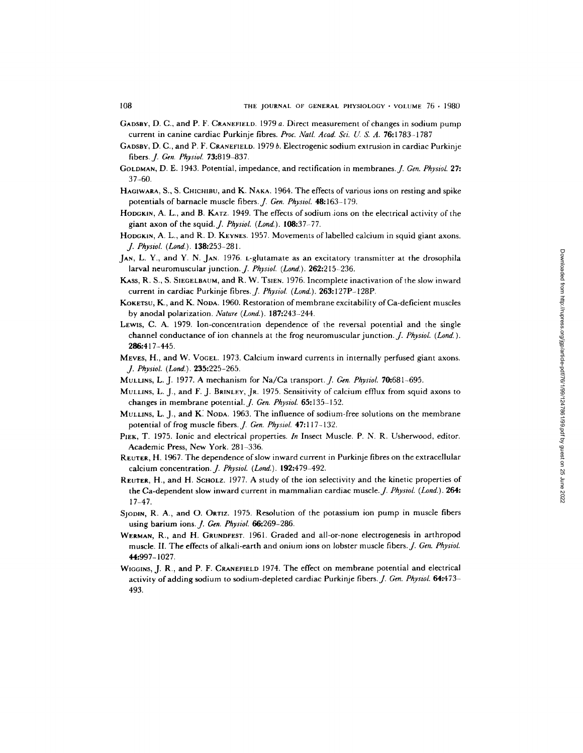Gadsby, D. C., and P. F. Cranefield. 1979 *a*. Direct measurement of changes in sodium pump current in canine cardiac Purkinje fibres. *Proc. Natl. Acad. Sci. U. S. A.* **76:**1783–1787

Gadsby, D. C., and P. F. Cranefield. 1979 *b*. Electrogenic sodium extrusion in cardiac Purkinje fibers. *J. Gen. Physiol.* **73:**819–837.

Goldman, D. E. 1943. Potential, impedance, and rectification in membranes. *J. Gen. Physiol.* **27:** 37–60.

Hagiwara, S., S. Chichibu, and K. Naka. 1964. The effects of various ions on resting and spike potentials of barnacle muscle fibers. *J. Gen. Physiol.* **48:**163–179.

Hodgkin, A. L., and B. Katz. 1949. The effects of sodium ions on the electrical activity of the giant axon of the squid. *J. Physiol. (Lond.).* **108:**37–77.

Hodgkin, A. L., and R. D. Keynes. 1957. Movements of labelled calcium in squid giant axons. *J. Physiol. (Lond.).* **138:**253–281.

Jan, L. Y., and Y. N. Jan. 1976. L-glutamate as an excitatory transmitter at the drosophila larval neuromuscular junction. *J. Physiol. (Lond.).* **262:**215–236.

Kass, R. S., S. Siegelbaum, and R. W. Tsien. 1976. Incomplete inactivation of the slow inward current in cardiac Purkinje fibres. *J. Physiol. (Lond.).* **263:**127P–128P.

Koketsu, K., and K. Noda. 1960. Restoration of membrane excitability of Ca-deficient muscles by anodal polarization. *Nature (Lond.).* **187:**243–244.

Lewis, C. A. 1979. Ion-concentration dependence of the reversal potential and the single channel conductance of ion channels at the frog neuromuscular junction. *J. Physiol. (Lond.).* **286:**417–445.

Meves, H., and W. Vogel. 1973. Calcium inward currents in internally perfused giant axons. *J. Physiol. (Lond.).* **235:**225–265.

Mullins, L. J. 1977. A mechanism for Na/Ca transport. *J. Gen. Physiol.* **70:**681–695.

Mullins, L. J., and F. J. Brinley, Jr. 1975. Sensitivity of calcium efflux from squid axons to changes in membrane potential. *J. Gen. Physiol.* **65:**135–152.

Mullins, L. J., and K. Noda. 1963. The influence of sodium-free solutions on the membrane potential of frog muscle fibers. *J. Gen. Physiol.* **47:**117–132.

Piek, T. 1975. Ionic and electrical properties. *In* Insect Muscle. P. N. R. Usherwood, editor. Academic Press, New York. 281–336.

Reuter, H. 1967. The dependence of slow inward current in Purkinje fibres on the extracellular calcium concentration. *J. Physiol. (Lond.).* **192:**479–492.

Reuter, H., and H. Scholz. 1977. A study of the ion selectivity and the kinetic properties of the Ca-dependent slow inward current in mammalian cardiac muscle. *J. Physiol. (Lond.).* **264:** 17–47.

Sjodin, R. A., and O. Ortiz. 1975. Resolution of the potassium ion pump in muscle fibers using barium ions. *J. Gen. Physiol.* **66:**269–286.

Werman, R., and H. Grundfest. 1961. Graded and all-or-none electrogenesis in arthropod muscle. II. The effects of alkali-earth and onium ions on lobster muscle fibers. *J. Gen. Physiol.* **44:**997–1027.

Wiggins, J. R., and P. F. Cranefield 1974. The effect on membrane potential and electrical activity of adding sodium to sodium-depleted cardiac Purkinje fibers. *J. Gen. Physiol.* **64:**473–493.